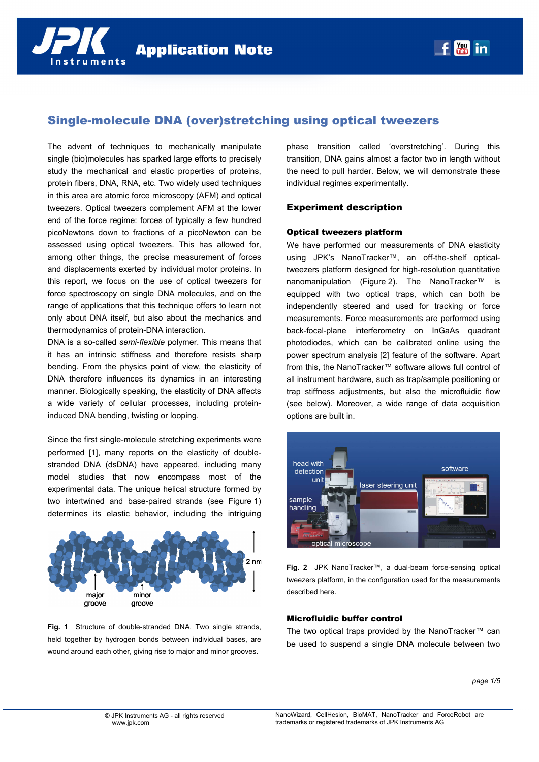# Single-molecule DNA (over)stretching using optical tweezers

The advent of techniques to mechanically manipulate single (bio)molecules has sparked large efforts to precisely study the mechanical and elastic properties of proteins, protein fibers, DNA, RNA, etc. Two widely used techniques in this area are atomic force microscopy (AFM) and optical tweezers. Optical tweezers complement AFM at the lower end of the force regime: forces of typically a few hundred picoNewtons down to fractions of a picoNewton can be assessed using optical tweezers. This has allowed for, among other things, the precise measurement of forces and displacements exerted by individual motor proteins. In this report, we focus on the use of optical tweezers for force spectroscopy on single DNA molecules, and on the range of applications that this technique offers to learn not only about DNA itself, but also about the mechanics and thermodynamics of protein-DNA interaction.

DNA is a so-called *semi-flexible* polymer. This means that it has an intrinsic stiffness and therefore resists sharp bending. From the physics point of view, the elasticity of DNA therefore influences its dynamics in an interesting manner. Biologically speaking, the elasticity of DNA affects a wide variety of cellular processes, including protein-induced DNA bending, twisting or looping.

Since the first single-molecule stretching experiments were performed [1], many reports on the elasticity of double-stranded DNA (dsDNA) have appeared, including many model studies that now encompass most of the experimental data. The unique helical structure formed by two intertwined and base-paired strands (see Figure 1) determines its elastic behavior, including the intriguing phase transition called 'overstretching'. During this transition, DNA gains almost a factor two in length without the need to pull harder. Below, we will demonstrate these individual regimes experimentally.

**Fig. 1** Structure of double-stranded DNA. Two single strands, held together by hydrogen bonds between individual bases, are wound around each other, giving rise to major and minor grooves.

## Experiment description

### Optical tweezers platform

We have performed our measurements of DNA elasticity using JPK's NanoTracker™, an off-the-shelf optical-tweezers platform designed for high-resolution quantitative nanomanipulation (Figure 2). The NanoTracker™ is equipped with two optical traps, which can both be independently steered and used for tracking or force measurements. Force measurements are performed using back-focal-plane interferometry on InGaAs quadrant photodiodes, which can be calibrated online using the power spectrum analysis [2] feature of the software. Apart from this, the NanoTracker™ software allows full control of all instrument hardware, such as trap/sample positioning or trap stiffness adjustments, but also the microfluidic flow (see below). Moreover, a wide range of data acquisition options are built in.

**Fig. 2** JPK NanoTracker™, a dual-beam force-sensing optical tweezers platform, in the configuration used for the measurements described here.

### Microfluidic buffer control

The two optical traps provided by the NanoTracker™ can be used to suspend a single DNA molecule between two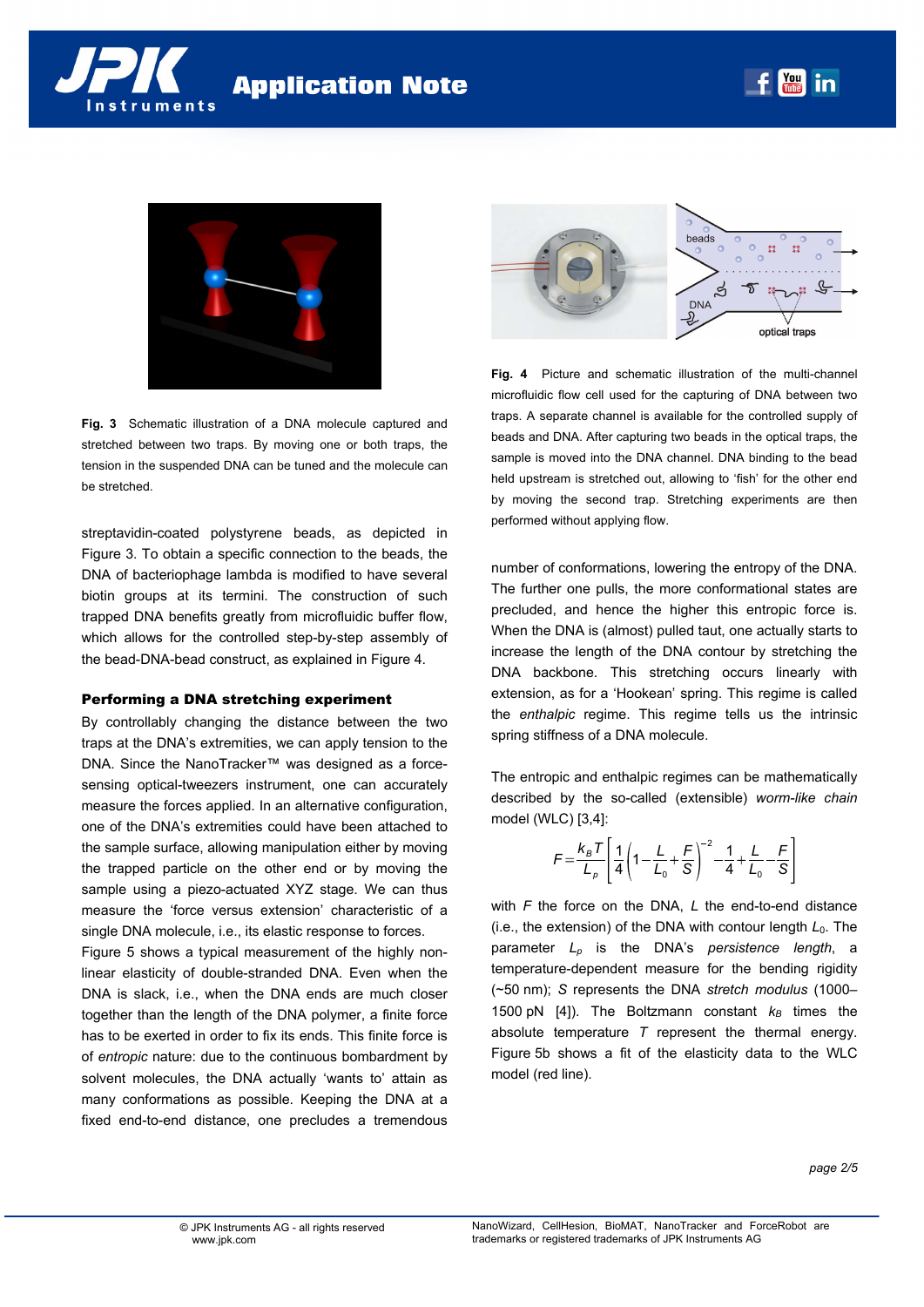**Fig. 3** Schematic illustration of a DNA molecule captured and stretched between two traps. By moving one or both traps, the tension in the suspended DNA can be tuned and the molecule can be stretched.

streptavidin-coated polystyrene beads, as depicted in Figure 3. To obtain a specific connection to the beads, the DNA of bacteriophage lambda is modified to have several biotin groups at its termini. The construction of such trapped DNA benefits greatly from microfluidic buffer flow, which allows for the controlled step-by-step assembly of the bead-DNA-bead construct, as explained in Figure 4.

### Performing a DNA stretching experiment

By controllably changing the distance between the two traps at the DNA's extremities, we can apply tension to the DNA. Since the NanoTracker™ was designed as a force-sensing optical-tweezers instrument, one can accurately measure the forces applied. In an alternative configuration, one of the DNA's extremities could have been attached to the sample surface, allowing manipulation either by moving the trapped particle on the other end or by moving the sample using a piezo-actuated XYZ stage. We can thus measure the 'force versus extension' characteristic of a single DNA molecule, i.e., its elastic response to forces.

Figure 5 shows a typical measurement of the highly non-linear elasticity of double-stranded DNA. Even when the DNA is slack, i.e., when the DNA ends are much closer together than the length of the DNA polymer, a finite force has to be exerted in order to fix its ends. This finite force is of *entropic* nature: due to the continuous bombardment by solvent molecules, the DNA actually 'wants to' attain as many conformations as possible. Keeping the DNA at a fixed end-to-end distance, one precludes a tremendous

**Fig. 4** Picture and schematic illustration of the multi-channel microfluidic flow cell used for the capturing of DNA between two traps. A separate channel is available for the controlled supply of beads and DNA. After capturing two beads in the optical traps, the sample is moved into the DNA channel. DNA binding to the bead held upstream is stretched out, allowing to 'fish' for the other end by moving the second trap. Stretching experiments are then performed without applying flow.

number of conformations, lowering the entropy of the DNA. The further one pulls, the more conformational states are precluded, and hence the higher this entropic force is. When the DNA is (almost) pulled taut, one actually starts to increase the length of the DNA contour by stretching the DNA backbone. This stretching occurs linearly with extension, as for a 'Hookean' spring. This regime is called the *enthalpic* regime. This regime tells us the intrinsic spring stiffness of a DNA molecule.

The entropic and enthalpic regimes can be mathematically described by the so-called (extensible) *worm-like chain* model (WLC) [3,4]:

$$F = \frac{k_B T}{L_p}\left[\frac{1}{4}\left(1 - \frac{L}{L_0} + \frac{F}{S}\right)^{-2} - \frac{1}{4} + \frac{L}{L_0} - \frac{F}{S}\right]$$

with $F$ the force on the DNA, $L$ the end-to-end distance (i.e., the extension) of the DNA with contour length $L_0$. The parameter $L_p$ is the DNA's *persistence length*, a temperature-dependent measure for the bending rigidity (~50 nm); $S$ represents the DNA *stretch modulus* (1000–1500 pN [4]). The Boltzmann constant $k_B$ times the absolute temperature $T$ represent the thermal energy. Figure 5b shows a fit of the elasticity data to the WLC model (red line).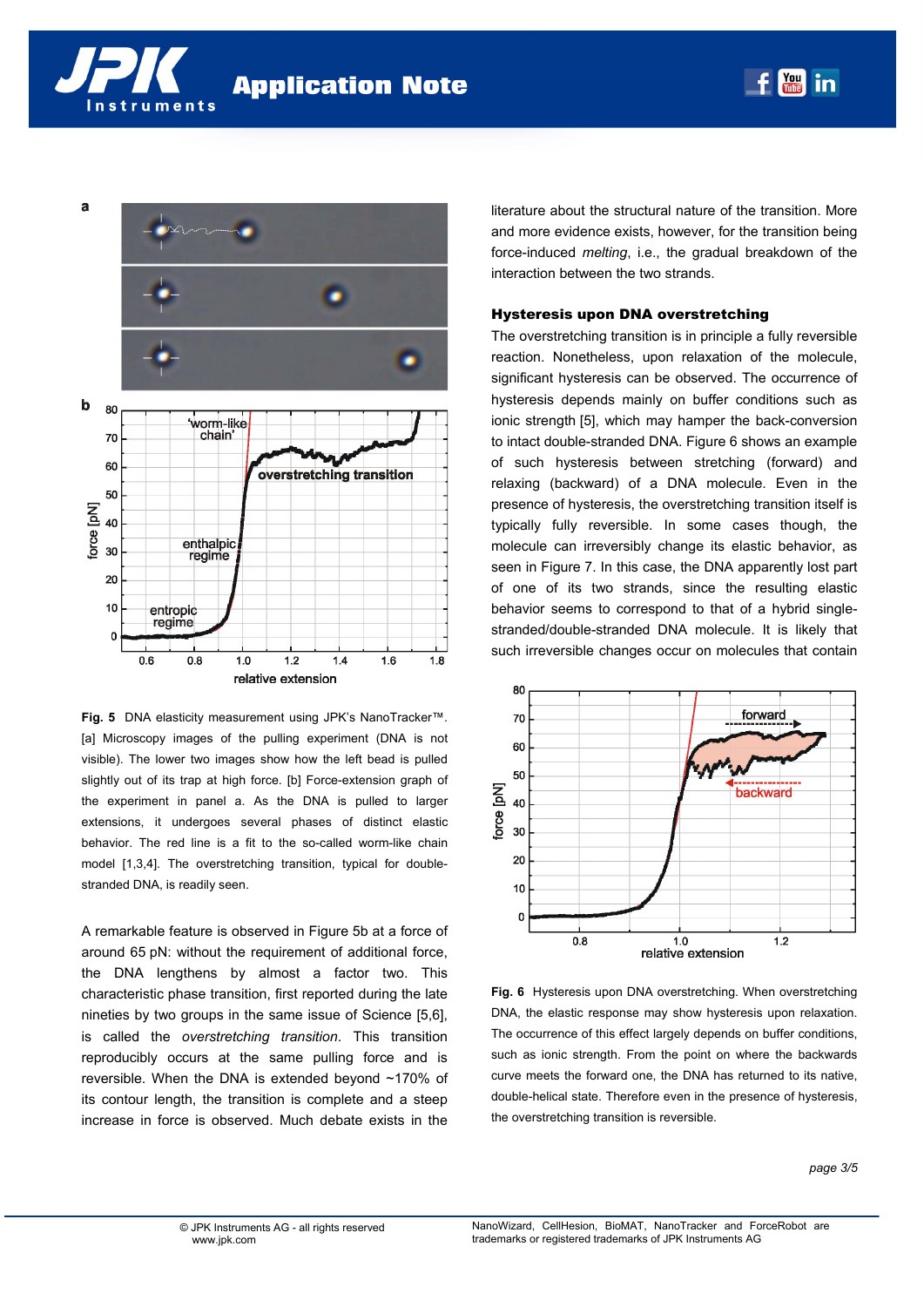Fig. 5 DNA elasticity measurement using JPK's NanoTracker™. [a] Microscopy images of the pulling experiment (DNA is not visible). The lower two images show how the left bead is pulled slightly out of its trap at high force. [b] Force-extension graph of the experiment in panel a. As the DNA is pulled to larger extensions, it undergoes several phases of distinct elastic behavior. The red line is a fit to the so-called worm-like chain model [1,3,4]. The overstretching transition, typical for double-stranded DNA, is readily seen.

A remarkable feature is observed in Figure 5b at a force of around 65 pN: without the requirement of additional force, the DNA lengthens by almost a factor two. This characteristic phase transition, first reported during the late nineties by two groups in the same issue of Science [5,6], is called the *overstretching transition*. This transition reproducibly occurs at the same pulling force and is reversible. When the DNA is extended beyond ~170% of its contour length, the transition is complete and a steep increase in force is observed. Much debate exists in the literature about the structural nature of the transition. More and more evidence exists, however, for the transition being force-induced *melting*, i.e., the gradual breakdown of the interaction between the two strands.

### Hysteresis upon DNA overstretching

The overstretching transition is in principle a fully reversible reaction. Nonetheless, upon relaxation of the molecule, significant hysteresis can be observed. The occurrence of hysteresis depends mainly on buffer conditions such as ionic strength [5], which may hamper the back-conversion to intact double-stranded DNA. Figure 6 shows an example of such hysteresis between stretching (forward) and relaxing (backward) of a DNA molecule. Even in the presence of hysteresis, the overstretching transition itself is typically fully reversible. In some cases though, the molecule can irreversibly change its elastic behavior, as seen in Figure 7. In this case, the DNA apparently lost part of one of its two strands, since the resulting elastic behavior seems to correspond to that of a hybrid single-stranded/double-stranded DNA molecule. It is likely that such irreversible changes occur on molecules that contain

Fig. 6 Hysteresis upon DNA overstretching. When overstretching DNA, the elastic response may show hysteresis upon relaxation. The occurrence of this effect largely depends on buffer conditions, such as ionic strength. From the point on where the backwards curve meets the forward one, the DNA has returned to its native, double-helical state. Therefore even in the presence of hysteresis, the overstretching transition is reversible.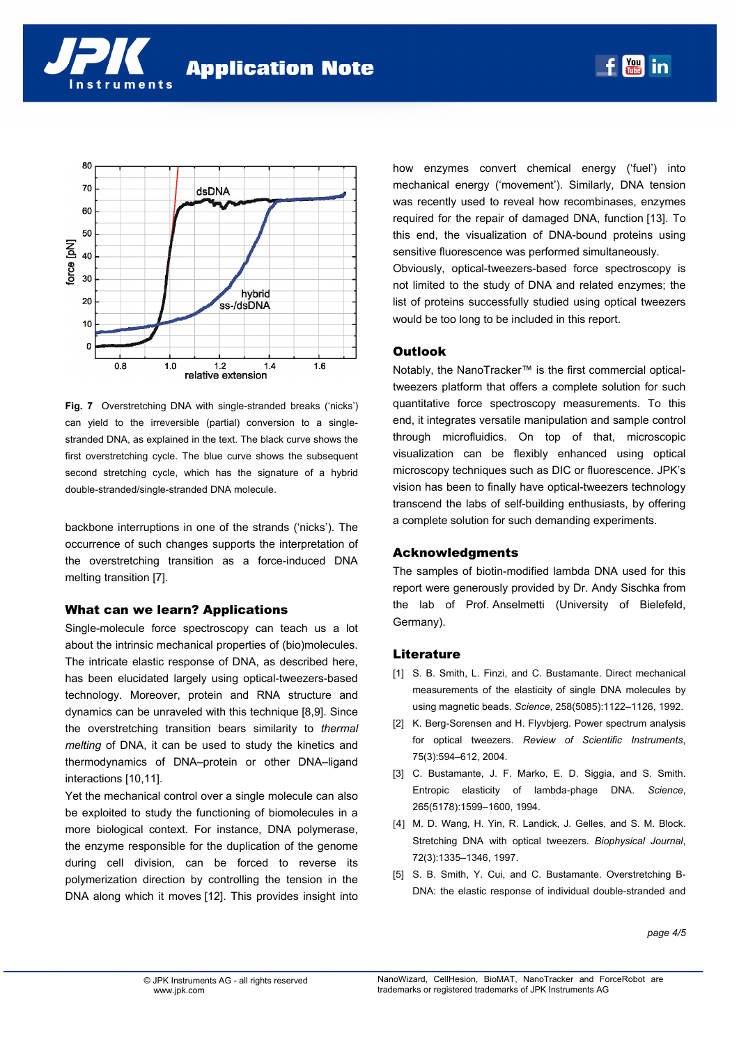**Fig. 7** Overstretching DNA with single-stranded breaks ('nicks') can yield to the irreversible (partial) conversion to a single-stranded DNA, as explained in the text. The black curve shows the first overstretching cycle. The blue curve shows the subsequent second stretching cycle, which has the signature of a hybrid double-stranded/single-stranded DNA molecule.

backbone interruptions in one of the strands ('nicks'). The occurrence of such changes supports the interpretation of the overstretching transition as a force-induced DNA melting transition [7].

## What can we learn? Applications

Single-molecule force spectroscopy can teach us a lot about the intrinsic mechanical properties of (bio)molecules. The intricate elastic response of DNA, as described here, has been elucidated largely using optical-tweezers-based technology. Moreover, protein and RNA structure and dynamics can be unraveled with this technique [8,9]. Since the overstretching transition bears similarity to *thermal melting* of DNA, it can be used to study the kinetics and thermodynamics of DNA–protein or other DNA–ligand interactions [10,11].

Yet the mechanical control over a single molecule can also be exploited to study the functioning of biomolecules in a more biological context. For instance, DNA polymerase, the enzyme responsible for the duplication of the genome during cell division, can be forced to reverse its polymerization direction by controlling the tension in the DNA along which it moves [12]. This provides insight into how enzymes convert chemical energy ('fuel') into mechanical energy ('movement'). Similarly, DNA tension was recently used to reveal how recombinases, enzymes required for the repair of damaged DNA, function [13]. To this end, the visualization of DNA-bound proteins using sensitive fluorescence was performed simultaneously.

Obviously, optical-tweezers-based force spectroscopy is not limited to the study of DNA and related enzymes; the list of proteins successfully studied using optical tweezers would be too long to be included in this report.

## Outlook

Notably, the NanoTracker™ is the first commercial optical-tweezers platform that offers a complete solution for such quantitative force spectroscopy measurements. To this end, it integrates versatile manipulation and sample control through microfluidics. On top of that, microscopic visualization can be flexibly enhanced using optical microscopy techniques such as DIC or fluorescence. JPK's vision has been to finally have optical-tweezers technology transcend the labs of self-building enthusiasts, by offering a complete solution for such demanding experiments.

## Acknowledgments

The samples of biotin-modified lambda DNA used for this report were generously provided by Dr. Andy Sischka from the lab of Prof. Anselmetti (University of Bielefeld, Germany).

## Literature

[1] S. B. Smith, L. Finzi, and C. Bustamante. Direct mechanical measurements of the elasticity of single DNA molecules by using magnetic beads. *Science*, 258(5085):1122–1126, 1992.

[2] K. Berg-Sorensen and H. Flyvbjerg. Power spectrum analysis for optical tweezers. *Review of Scientific Instruments*, 75(3):594–612, 2004.

[3] C. Bustamante, J. F. Marko, E. D. Siggia, and S. Smith. Entropic elasticity of lambda-phage DNA. *Science*, 265(5178):1599–1600, 1994.

[4] M. D. Wang, H. Yin, R. Landick, J. Gelles, and S. M. Block. Stretching DNA with optical tweezers. *Biophysical Journal*, 72(3):1335–1346, 1997.

[5] S. B. Smith, Y. Cui, and C. Bustamante. Overstretching B-DNA: the elastic response of individual double-stranded and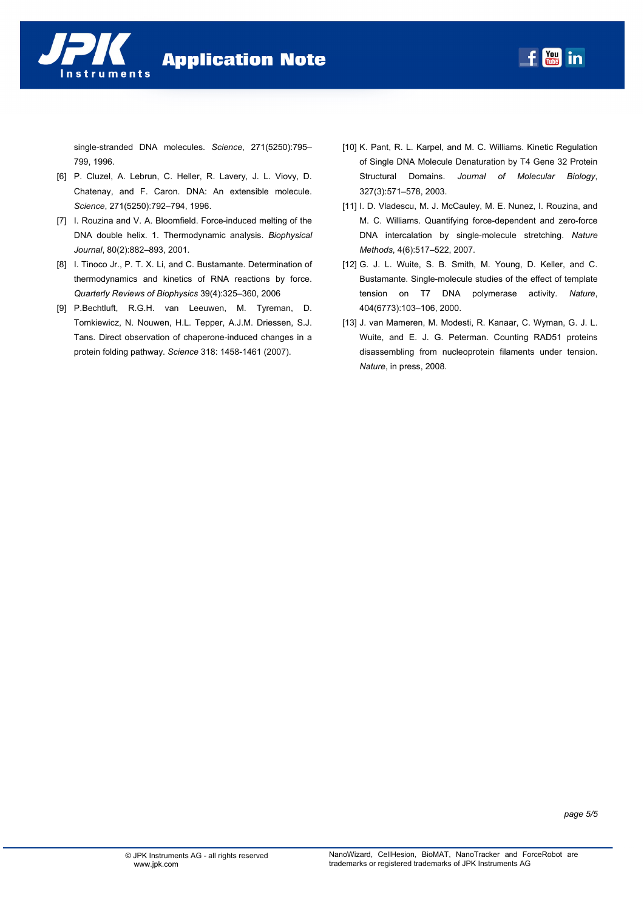single-stranded DNA molecules. *Science*, 271(5250):795–799, 1996.

[6] P. Cluzel, A. Lebrun, C. Heller, R. Lavery, J. L. Viovy, D. Chatenay, and F. Caron. DNA: An extensible molecule. *Science*, 271(5250):792–794, 1996.

[7] I. Rouzina and V. A. Bloomfield. Force-induced melting of the DNA double helix. 1. Thermodynamic analysis. *Biophysical Journal*, 80(2):882–893, 2001.

[8] I. Tinoco Jr., P. T. X. Li, and C. Bustamante. Determination of thermodynamics and kinetics of RNA reactions by force. *Quarterly Reviews of Biophysics* 39(4):325–360, 2006

[9] P.Bechtluft, R.G.H. van Leeuwen, M. Tyreman, D. Tomkiewicz, N. Nouwen, H.L. Tepper, A.J.M. Driessen, S.J. Tans. Direct observation of chaperone-induced changes in a protein folding pathway. *Science* 318: 1458-1461 (2007).

[10] K. Pant, R. L. Karpel, and M. C. Williams. Kinetic Regulation of Single DNA Molecule Denaturation by T4 Gene 32 Protein Structural Domains. *Journal of Molecular Biology*, 327(3):571–578, 2003.

[11] I. D. Vladescu, M. J. McCauley, M. E. Nunez, I. Rouzina, and M. C. Williams. Quantifying force-dependent and zero-force DNA intercalation by single-molecule stretching. *Nature Methods*, 4(6):517–522, 2007.

[12] G. J. L. Wuite, S. B. Smith, M. Young, D. Keller, and C. Bustamante. Single-molecule studies of the effect of template tension on T7 DNA polymerase activity. *Nature*, 404(6773):103–106, 2000.

[13] J. van Mameren, M. Modesti, R. Kanaar, C. Wyman, G. J. L. Wuite, and E. J. G. Peterman. Counting RAD51 proteins disassembling from nucleoprotein filaments under tension. *Nature*, in press, 2008.